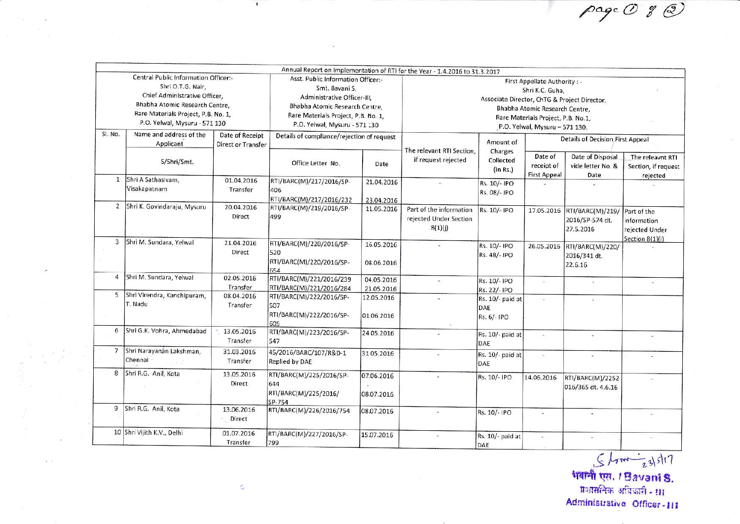page ① of ②

| Annual Report on Implementation of RTI for the Year - 1.4.2016 to 31.3.2017 | | | | | | | | | |
|---|---|---|---|---|---|---|---|---|---|
| Central Public Information Officer:- Shri O.T.G. Nair, Chief Administrative Officer, Bhabha Atomic Research Centre, Rare Materials Project, P.B. No. 1, P.O. Yelwal, Mysuru - 571 130 | | | Asst. Public Information Officer:- Smt. Bavani S, Administrative Officer-III, Bhabha Atomic Research Centre, Rare Materials Project, P.B. No. 1, P.O. Yelwal, Mysuru - 571 130 | | First Appellate Authority : - Shri K.C. Guha, Associate Director, ChTG & Project Director, Bhabha Atomic Research Centre, Rare Materials Project, P.B. No.1, P.O. Yelwal, Mysuru – 571 130. | | | | |
| Sl. No. | Name and address of the Applicant | Date of Receipt Direct or Transfer | Details of compliance/rejection of request | | The relevant RTI Section, if request rejected | Amount of Charges Collected (In Rs.) | Details of Decision First Appeal | | |
| | S/Shri/Smt. | | Office Letter No. | Date | | | Date of receipt of First Appeal | Date of Disposal vide letter No. & Date | The releavnt RTI Section, if request rejected |
| 1 | Shri A Sathasivam, Visakapatnam | 01.04.2016 Transfer | RTI/BARC(M)/217/2016/SP-406<br>RTI/BARC(M)/217/2016/232 | 21.04.2016<br>23.04.2016 | - | Rs. 10/- IPO<br>Rs. 08/- IPO | - | - | - |
| 2 | Shri K. Govindaraju, Mysuru | 20.04.2016 Direct | RTI/BARC(M)/219/2016/SP-499 | 11.05.2016 | Part of the information rejected Under Section 8(1)(j) | Rs. 10/- IPO | 17.05.2016 | RTI/BARC(M)/219/ 2016/SP-574 dt. 27.5.2016 | Part of the information rejected Under Section 8(1)(j) |
| 3 | Shri M. Sundara, Yelwal | 21.04.2016 Direct | RTI/BARC(M)/220/2016/SP-520<br>RTI/BARC(M)/220/2016/SP-654 | 16.05.2016<br>08.06.2016 | - | Rs. 10/- IPO<br>Rs. 48/- IPO | 26.05.2016 | RTI/BARC(M)/220/ 2016/341 dt. 22.6.16 | - |
| 4 | Shri M. Sundara, Yelwal | 02.05.2016 Transfer | RTI/BARC(M)/221/2016/239<br>RTI/BARC(M)/221/2016/284 | 04.05.2016<br>23.05.2016 | - | Rs. 10/- IPO<br>Rs. 22/- IPO | - | - | - |
| 5 | Shri Virendra, Kanchipuram, T. Nadu | 08.04.2016 Transfer | RTI/BARC(M)/222/2016/SP-507<br>RTI/BARC(M)/222/2016/SP-605 | 12.05.2016<br>01.06.2016 | - | Rs. 10/- paid at DAE<br>Rs. 6/- IPO | - | - | |
| 6 | Shri G.K. Vohra, Ahmedabad | 13.05.2016 Transfer | RTI/BARC(M)/223/2016/SP-547 | 24.05.2016 | - | Rs. 10/- paid at DAE | - | - | - |
| 7 | Shri Narayanan Lakshman, Chennai | 31.03.2016 Transfer | 45/2016/BARC/107/R&D-1 Replied by DAE | 31.05.2016 | - | Rs. 10/- paid at DAE | - | - | - |
| 8 | Shri R.G. Anil, Kota | 13.05.2016 Direct | RTI/BARC(M)/225/2016/SP-644<br>RTI/BARC(M)/225/2016/ SP-754 | 07.06.2016<br>08.07.2016 | - | Rs. 10/- IPO | 14.06.2016 | RTI/BARC(M)/2252 016/365 dt. 4.6.16 | - |
| 9 | Shri R.G. Anil, Kota | 13.06.2016 Direct | RTI/BARC(M)/226/2016/754 | 08.07.2016 | - | Rs. 10/- IPO | - | - | - |
| 10 | Shri Vijith K.V., Delhi | 01.07.2016 Transfer | RTI/BARC(M)/227/2016/SP-799 | 15.07.2016 | - | Rs. 10/- paid at DAE | - | - | - |

23/5/17

भवानी एस. / Bavani S.
प्रशासनिक अधिकारी - III
Administrative Officer - III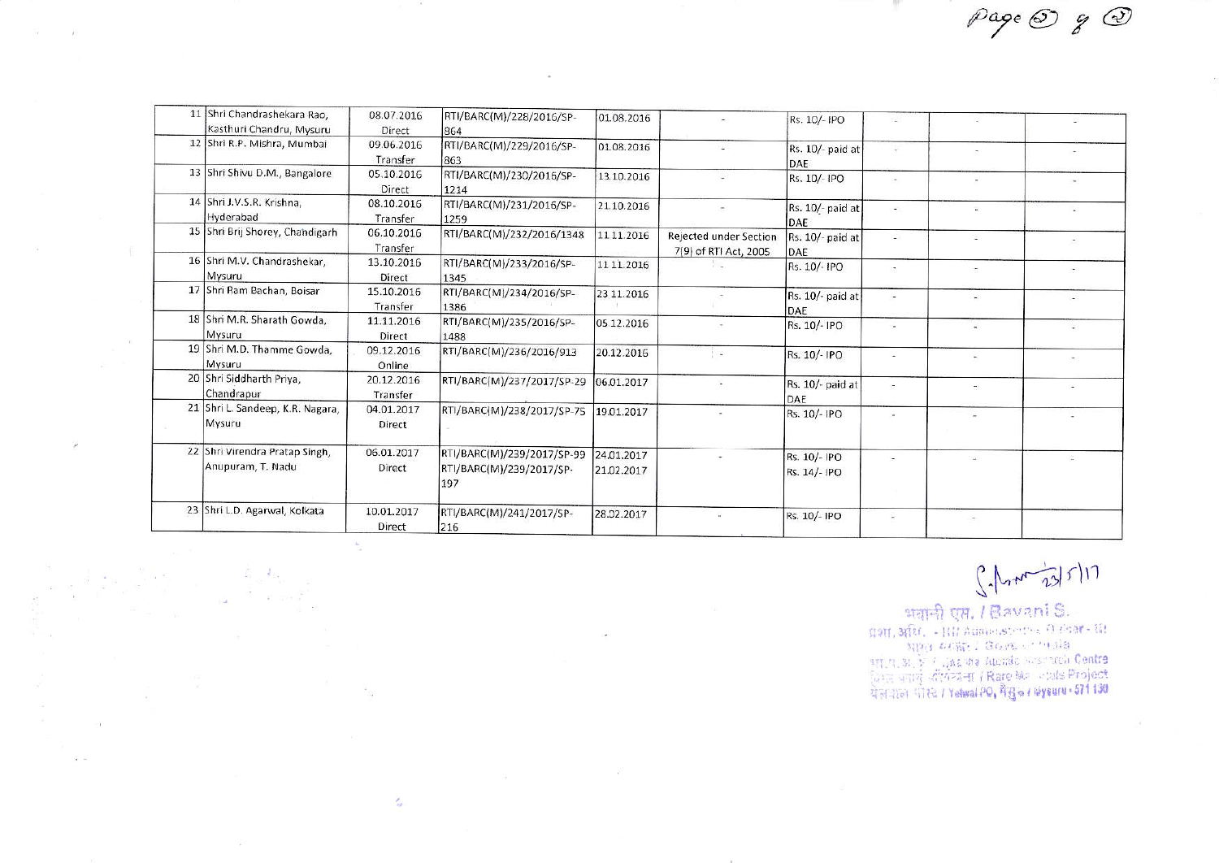| | | | | | | | | | |
|---|---|---|---|---|---|---|---|---|---|
| 11 | Shri Chandrashekara Rao, Kasthuri Chandru, Mysuru | 08.07.2016 Direct | RTI/BARC(M)/228/2016/SP-864 | 01.08.2016 | - | Rs. 10/- IPO | - | - | - |
| 12 | Shri R.P. Mishra, Mumbai | 09.06.2016 Transfer | RTI/BARC(M)/229/2016/SP-863 | 01.08.2016 | - | Rs. 10/- paid at DAE | - | - | - |
| 13 | Shri Shivu D.M., Bangalore | 05.10.2016 Direct | RTI/BARC(M)/230/2016/SP-1214 | 13.10.2016 | - | Rs. 10/- IPO | - | - | - |
| 14 | Shri J.V.S.R. Krishna, Hyderabad | 08.10.2016 Transfer | RTI/BARC(M)/231/2016/SP-1259 | 21.10.2016 | - | Rs. 10/- paid at DAE | - | - | - |
| 15 | Shri Brij Shorey, Chandigarh | 06.10.2016 Transfer | RTI/BARC(M)/232/2016/1348 | 11.11.2016 | Rejected under Section 7(9) of RTI Act, 2005 | Rs. 10/- paid at DAE | - | - | - |
| 16 | Shri M.V. Chandrashekar, Mysuru | 13.10.2016 Direct | RTI/BARC(M)/233/2016/SP-1345 | 11.11.2016 | - | Rs. 10/- IPO | - | - | - |
| 17 | Shri Ram Bachan, Boisar | 15.10.2016 Transfer | RTI/BARC(M)/234/2016/SP-1386 | 23.11.2016 | - | Rs. 10/- paid at DAE | - | - | - |
| 18 | Shri M.R. Sharath Gowda, Mysuru | 11.11.2016 Direct | RTI/BARC(M)/235/2016/SP-1488 | 05.12.2016 | - | Rs. 10/- IPO | - | - | - |
| 19 | Shri M.D. Thamme Gowda, Mysuru | 09.12.2016 Online | RTI/BARC(M)/236/2016/913 | 20.12.2016 | - | Rs. 10/- IPO | - | - | - |
| 20 | Shri Siddharth Priya, Chandrapur | 20.12.2016 Transfer | RTI/BARC(M)/237/2017/SP-29 | 06.01.2017 | - | Rs. 10/- paid at DAE | - | - | - |
| 21 | Shri L. Sandeep, K.R. Nagara, Mysuru | 04.01.2017 Direct | RTI/BARC(M)/238/2017/SP-75 | 19.01.2017 | - | Rs. 10/- IPO | - | - | - |
| 22 | Shri Virendra Pratap Singh, Anupuram, T. Nadu | 06.01.2017 Direct | RTI/BARC(M)/239/2017/SP-99 RTI/BARC(M)/239/2017/SP-197 | 24.01.2017 21.02.2017 | - | Rs. 10/- IPO Rs. 14/- IPO | - | - | - |
| 23 | Shri L.D. Agarwal, Kolkata | 10.01.2017 Direct | RTI/BARC(M)/241/2017/SP-216 | 28.02.2017 | - | Rs. 10/- IPO | - | - | |

23/5/17

भवानी एस. / Bavani S.
प्रशा. अधि. - III / Administrative Officer - III
भारत सरकार / Govt. of India
भा.प.अ.कें. / Bhabha Atomic Research Centre
दुर्लभ पदार्थ परियोजना / Rare Materials Project
येलवाल पोस्ट / Yelwal PO, मैसूरु / Mysuru - 571 130